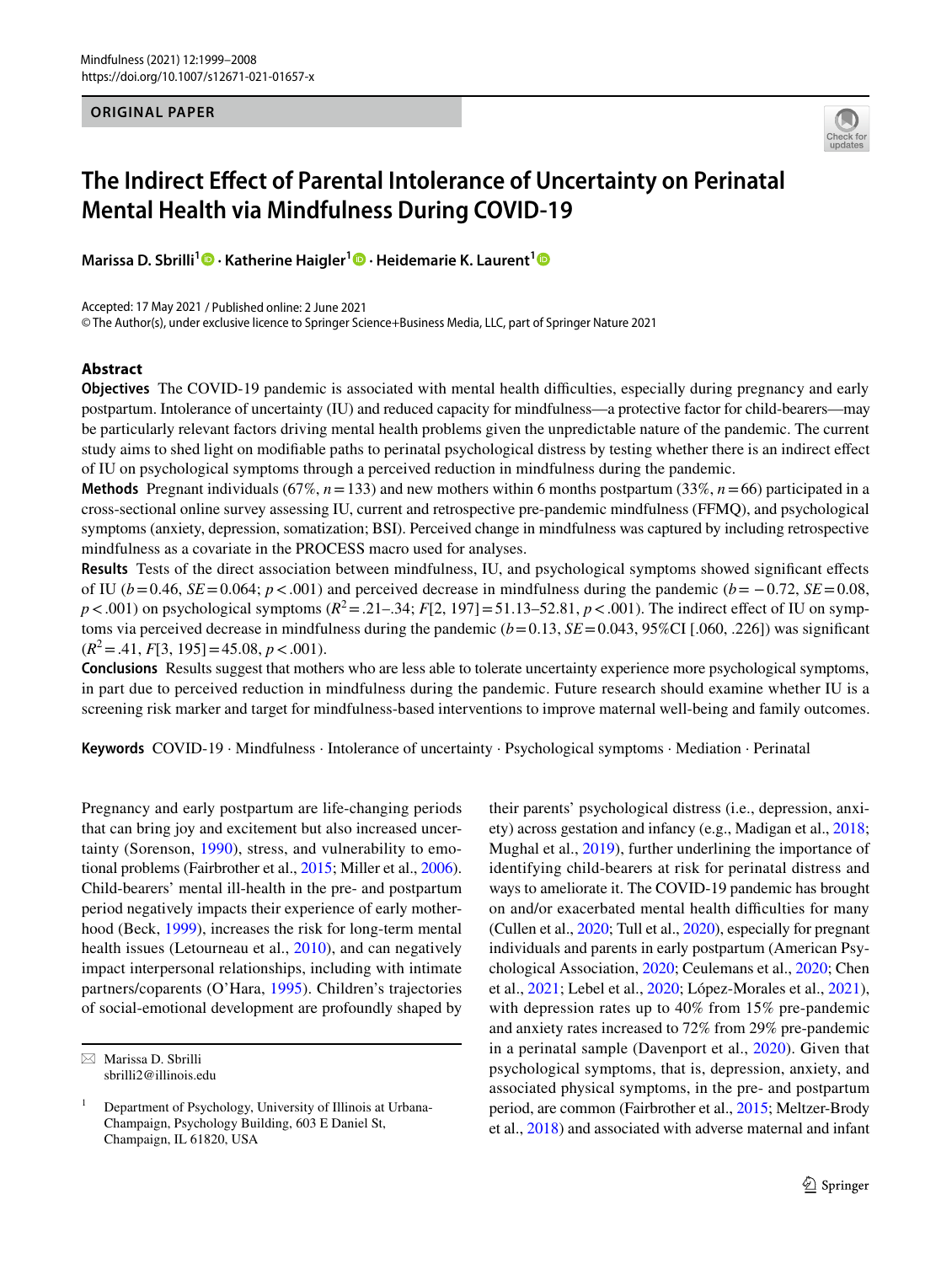ORIGINAL PAPER

# The Indirect Effect of Parental Intolerance of Uncertainty on Perinatal Mental Health via Mindfulness During COVID-19

**Marissa D. Sbrilli[1] · Katherine Haigler[1] · Heidemarie K. Laurent[1]**

Accepted: 17 May 2021 / Published online: 2 June 2021
© The Author(s), under exclusive licence to Springer Science+Business Media, LLC, part of Springer Nature 2021

## Abstract

**Objectives** The COVID-19 pandemic is associated with mental health difficulties, especially during pregnancy and early postpartum. Intolerance of uncertainty (IU) and reduced capacity for mindfulness—a protective factor for child-bearers—may be particularly relevant factors driving mental health problems given the unpredictable nature of the pandemic. The current study aims to shed light on modifiable paths to perinatal psychological distress by testing whether there is an indirect effect of IU on psychological symptoms through a perceived reduction in mindfulness during the pandemic.

**Methods** Pregnant individuals (67%, $n = 133$) and new mothers within 6 months postpartum (33%, $n = 66$) participated in a cross-sectional online survey assessing IU, current and retrospective pre-pandemic mindfulness (FFMQ), and psychological symptoms (anxiety, depression, somatization; BSI). Perceived change in mindfulness was captured by including retrospective mindfulness as a covariate in the PROCESS macro used for analyses.

**Results** Tests of the direct association between mindfulness, IU, and psychological symptoms showed significant effects of IU ($b = 0.46$, $SE = 0.064$; $p < .001$) and perceived decrease in mindfulness during the pandemic ($b = -0.72$, $SE = 0.08$, $p < .001$) on psychological symptoms ($R^2 = .21–.34$; $F[2, 197] = 51.13–52.81$, $p < .001$). The indirect effect of IU on symptoms via perceived decrease in mindfulness during the pandemic ($b = 0.13$, $SE = 0.043$, 95%CI [.060, .226]) was significant ($R^2 = .41$, $F[3, 195] = 45.08$, $p < .001$).

**Conclusions** Results suggest that mothers who are less able to tolerate uncertainty experience more psychological symptoms, in part due to perceived reduction in mindfulness during the pandemic. Future research should examine whether IU is a screening risk marker and target for mindfulness-based interventions to improve maternal well-being and family outcomes.

**Keywords** COVID-19 · Mindfulness · Intolerance of uncertainty · Psychological symptoms · Mediation · Perinatal

Pregnancy and early postpartum are life-changing periods that can bring joy and excitement but also increased uncertainty (Sorenson, 1990), stress, and vulnerability to emotional problems (Fairbrother et al., 2015; Miller et al., 2006). Child-bearers' mental ill-health in the pre- and postpartum period negatively impacts their experience of early motherhood (Beck, 1999), increases the risk for long-term mental health issues (Letourneau et al., 2010), and can negatively impact interpersonal relationships, including with intimate partners/coparents (O'Hara, 1995). Children's trajectories of social-emotional development are profoundly shaped by their parents' psychological distress (i.e., depression, anxiety) across gestation and infancy (e.g., Madigan et al., 2018; Mughal et al., 2019), further underlining the importance of identifying child-bearers at risk for perinatal distress and ways to ameliorate it. The COVID-19 pandemic has brought on and/or exacerbated mental health difficulties for many (Cullen et al., 2020; Tull et al., 2020), especially for pregnant individuals and parents in early postpartum (American Psychological Association, 2020; Ceulemans et al., 2020; Chen et al., 2021; Lebel et al., 2020; López-Morales et al., 2021), with depression rates up to 40% from 15% pre-pandemic and anxiety rates increased to 72% from 29% pre-pandemic in a perinatal sample (Davenport et al., 2020). Given that psychological symptoms, that is, depression, anxiety, and associated physical symptoms, in the pre- and postpartum period, are common (Fairbrother et al., 2015; Meltzer-Brody et al., 2018) and associated with adverse maternal and infant

✉ Marissa D. Sbrilli
sbrilli2@illinois.edu

[1] Department of Psychology, University of Illinois at Urbana-Champaign, Psychology Building, 603 E Daniel St, Champaign, IL 61820, USA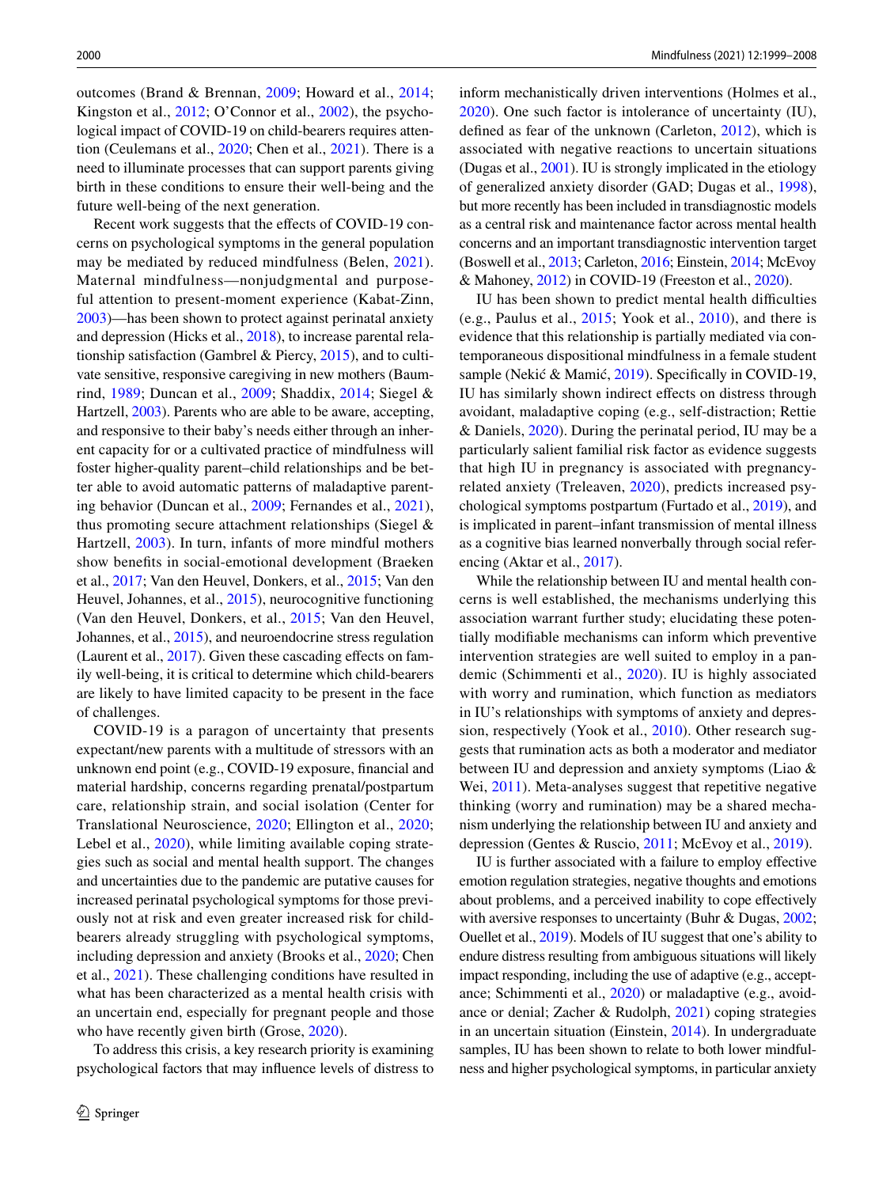outcomes (Brand & Brennan, 2009; Howard et al., 2014; Kingston et al., 2012; O'Connor et al., 2002), the psychological impact of COVID-19 on child-bearers requires attention (Ceulemans et al., 2020; Chen et al., 2021). There is a need to illuminate processes that can support parents giving birth in these conditions to ensure their well-being and the future well-being of the next generation.

Recent work suggests that the effects of COVID-19 concerns on psychological symptoms in the general population may be mediated by reduced mindfulness (Belen, 2021). Maternal mindfulness—nonjudgmental and purposeful attention to present-moment experience (Kabat-Zinn, 2003)—has been shown to protect against perinatal anxiety and depression (Hicks et al., 2018), to increase parental relationship satisfaction (Gambrel & Piercy, 2015), and to cultivate sensitive, responsive caregiving in new mothers (Baumrind, 1989; Duncan et al., 2009; Shaddix, 2014; Siegel & Hartzell, 2003). Parents who are able to be aware, accepting, and responsive to their baby's needs either through an inherent capacity for or a cultivated practice of mindfulness will foster higher-quality parent–child relationships and be better able to avoid automatic patterns of maladaptive parenting behavior (Duncan et al., 2009; Fernandes et al., 2021), thus promoting secure attachment relationships (Siegel & Hartzell, 2003). In turn, infants of more mindful mothers show benefits in social-emotional development (Braeken et al., 2017; Van den Heuvel, Donkers, et al., 2015; Van den Heuvel, Johannes, et al., 2015), neurocognitive functioning (Van den Heuvel, Donkers, et al., 2015; Van den Heuvel, Johannes, et al., 2015), and neuroendocrine stress regulation (Laurent et al., 2017). Given these cascading effects on family well-being, it is critical to determine which child-bearers are likely to have limited capacity to be present in the face of challenges.

COVID-19 is a paragon of uncertainty that presents expectant/new parents with a multitude of stressors with an unknown end point (e.g., COVID-19 exposure, financial and material hardship, concerns regarding prenatal/postpartum care, relationship strain, and social isolation (Center for Translational Neuroscience, 2020; Ellington et al., 2020; Lebel et al., 2020), while limiting available coping strategies such as social and mental health support. The changes and uncertainties due to the pandemic are putative causes for increased perinatal psychological symptoms for those previously not at risk and even greater increased risk for child-bearers already struggling with psychological symptoms, including depression and anxiety (Brooks et al., 2020; Chen et al., 2021). These challenging conditions have resulted in what has been characterized as a mental health crisis with an uncertain end, especially for pregnant people and those who have recently given birth (Grose, 2020).

To address this crisis, a key research priority is examining psychological factors that may influence levels of distress to inform mechanistically driven interventions (Holmes et al., 2020). One such factor is intolerance of uncertainty (IU), defined as fear of the unknown (Carleton, 2012), which is associated with negative reactions to uncertain situations (Dugas et al., 2001). IU is strongly implicated in the etiology of generalized anxiety disorder (GAD; Dugas et al., 1998), but more recently has been included in transdiagnostic models as a central risk and maintenance factor across mental health concerns and an important transdiagnostic intervention target (Boswell et al., 2013; Carleton, 2016; Einstein, 2014; McEvoy & Mahoney, 2012) in COVID-19 (Freeston et al., 2020).

IU has been shown to predict mental health difficulties (e.g., Paulus et al., 2015; Yook et al., 2010), and there is evidence that this relationship is partially mediated via contemporaneous dispositional mindfulness in a female student sample (Nekić & Mamić, 2019). Specifically in COVID-19, IU has similarly shown indirect effects on distress through avoidant, maladaptive coping (e.g., self-distraction; Rettie & Daniels, 2020). During the perinatal period, IU may be a particularly salient familial risk factor as evidence suggests that high IU in pregnancy is associated with pregnancy-related anxiety (Treleaven, 2020), predicts increased psychological symptoms postpartum (Furtado et al., 2019), and is implicated in parent–infant transmission of mental illness as a cognitive bias learned nonverbally through social referencing (Aktar et al., 2017).

While the relationship between IU and mental health concerns is well established, the mechanisms underlying this association warrant further study; elucidating these potentially modifiable mechanisms can inform which preventive intervention strategies are well suited to employ in a pandemic (Schimmenti et al., 2020). IU is highly associated with worry and rumination, which function as mediators in IU's relationships with symptoms of anxiety and depression, respectively (Yook et al., 2010). Other research suggests that rumination acts as both a moderator and mediator between IU and depression and anxiety symptoms (Liao & Wei, 2011). Meta-analyses suggest that repetitive negative thinking (worry and rumination) may be a shared mechanism underlying the relationship between IU and anxiety and depression (Gentes & Ruscio, 2011; McEvoy et al., 2019).

IU is further associated with a failure to employ effective emotion regulation strategies, negative thoughts and emotions about problems, and a perceived inability to cope effectively with aversive responses to uncertainty (Buhr & Dugas, 2002; Ouellet et al., 2019). Models of IU suggest that one's ability to endure distress resulting from ambiguous situations will likely impact responding, including the use of adaptive (e.g., acceptance; Schimmenti et al., 2020) or maladaptive (e.g., avoidance or denial; Zacher & Rudolph, 2021) coping strategies in an uncertain situation (Einstein, 2014). In undergraduate samples, IU has been shown to relate to both lower mindfulness and higher psychological symptoms, in particular anxiety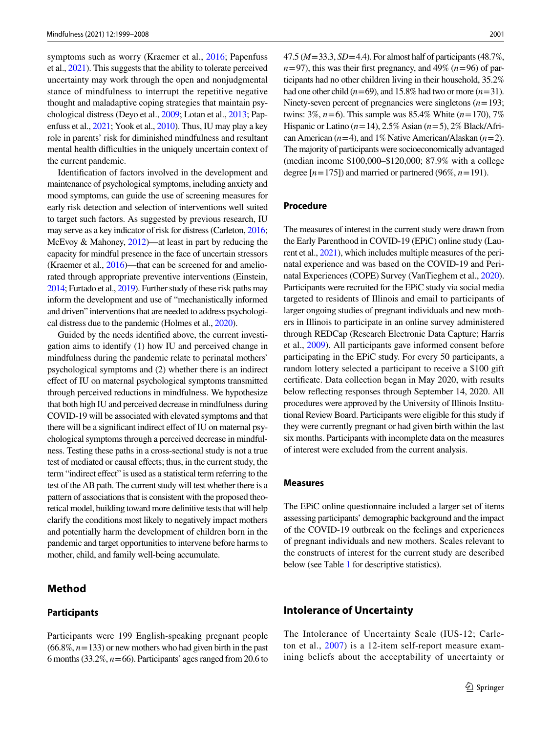symptoms such as worry (Kraemer et al., 2016; Papenfuss et al., 2021). This suggests that the ability to tolerate perceived uncertainty may work through the open and nonjudgmental stance of mindfulness to interrupt the repetitive negative thought and maladaptive coping strategies that maintain psychological distress (Deyo et al., 2009; Lotan et al., 2013; Papenfuss et al., 2021; Yook et al., 2010). Thus, IU may play a key role in parents' risk for diminished mindfulness and resultant mental health difficulties in the uniquely uncertain context of the current pandemic.

Identification of factors involved in the development and maintenance of psychological symptoms, including anxiety and mood symptoms, can guide the use of screening measures for early risk detection and selection of interventions well suited to target such factors. As suggested by previous research, IU may serve as a key indicator of risk for distress (Carleton, 2016; McEvoy & Mahoney, 2012)—at least in part by reducing the capacity for mindful presence in the face of uncertain stressors (Kraemer et al., 2016)—that can be screened for and ameliorated through appropriate preventive interventions (Einstein, 2014; Furtado et al., 2019). Further study of these risk paths may inform the development and use of "mechanistically informed and driven" interventions that are needed to address psychological distress due to the pandemic (Holmes et al., 2020).

Guided by the needs identified above, the current investigation aims to identify (1) how IU and perceived change in mindfulness during the pandemic relate to perinatal mothers' psychological symptoms and (2) whether there is an indirect effect of IU on maternal psychological symptoms transmitted through perceived reductions in mindfulness. We hypothesize that both high IU and perceived decrease in mindfulness during COVID-19 will be associated with elevated symptoms and that there will be a significant indirect effect of IU on maternal psychological symptoms through a perceived decrease in mindfulness. Testing these paths in a cross-sectional study is not a true test of mediated or causal effects; thus, in the current study, the term "indirect effect" is used as a statistical term referring to the test of the AB path. The current study will test whether there is a pattern of associations that is consistent with the proposed theoretical model, building toward more definitive tests that will help clarify the conditions most likely to negatively impact mothers and potentially harm the development of children born in the pandemic and target opportunities to intervene before harms to mother, child, and family well-being accumulate.

## Method

### Participants

Participants were 199 English-speaking pregnant people (66.8%, $n=133$) or new mothers who had given birth in the past 6 months (33.2%, $n=66$). Participants' ages ranged from 20.6 to 47.5 ($M=33.3$, $SD=4.4$). For almost half of participants (48.7%, $n=97$), this was their first pregnancy, and 49% ($n=96$) of participants had no other children living in their household, 35.2% had one other child ($n=69$), and 15.8% had two or more ($n=31$). Ninety-seven percent of pregnancies were singletons ($n=193$; twins: 3%, $n=6$). This sample was 85.4% White ($n=170$), 7% Hispanic or Latino ($n=14$), 2.5% Asian ($n=5$), 2% Black/African American ($n=4$), and 1% Native American/Alaskan ($n=2$). The majority of participants were socioeconomically advantaged (median income \$100,000–\$120,000; 87.9% with a college degree [$n=175$]) and married or partnered (96%, $n=191$).

### Procedure

The measures of interest in the current study were drawn from the Early Parenthood in COVID-19 (EPiC) online study (Laurent et al., 2021), which includes multiple measures of the perinatal experience and was based on the COVID-19 and Perinatal Experiences (COPE) Survey (VanTieghem et al., 2020). Participants were recruited for the EPiC study via social media targeted to residents of Illinois and email to participants of larger ongoing studies of pregnant individuals and new mothers in Illinois to participate in an online survey administered through REDCap (Research Electronic Data Capture; Harris et al., 2009). All participants gave informed consent before participating in the EPiC study. For every 50 participants, a random lottery selected a participant to receive a \$100 gift certificate. Data collection began in May 2020, with results below reflecting responses through September 14, 2020. All procedures were approved by the University of Illinois Institutional Review Board. Participants were eligible for this study if they were currently pregnant or had given birth within the last six months. Participants with incomplete data on the measures of interest were excluded from the current analysis.

### Measures

The EPiC online questionnaire included a larger set of items assessing participants' demographic background and the impact of the COVID-19 outbreak on the feelings and experiences of pregnant individuals and new mothers. Scales relevant to the constructs of interest for the current study are described below (see Table 1 for descriptive statistics).

## Intolerance of Uncertainty

The Intolerance of Uncertainty Scale (IUS-12; Carleton et al., 2007) is a 12-item self-report measure examining beliefs about the acceptability of uncertainty or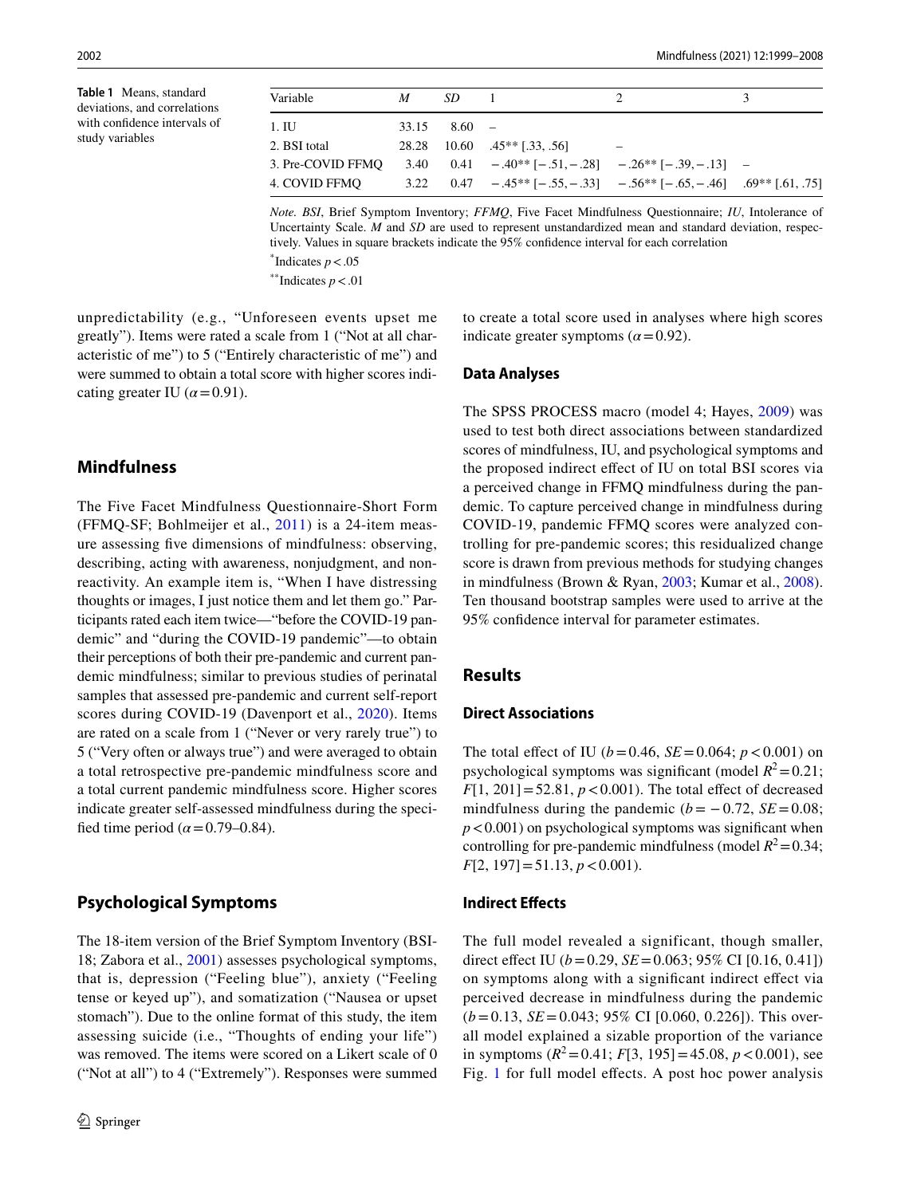**Table 1** Means, standard deviations, and correlations with confidence intervals of study variables

| Variable | *M* | *SD* | 1 | 2 | 3 |
|---|---|---|---|---|---|
| 1. IU | 33.15 | 8.60 | – | | |
| 2. BSI total | 28.28 | 10.60 | .45** [.33, .56] | – | |
| 3. Pre-COVID FFMQ | 3.40 | 0.41 | −.40** [−.51, −.28] | −.26** [−.39, −.13] | – |
| 4. COVID FFMQ | 3.22 | 0.47 | −.45** [−.55, −.33] | −.56** [−.65, −.46] | .69** [.61, .75] |

*Note. BSI*, Brief Symptom Inventory; *FFMQ*, Five Facet Mindfulness Questionnaire; *IU*, Intolerance of Uncertainty Scale. *M* and *SD* are used to represent unstandardized mean and standard deviation, respectively. Values in square brackets indicate the 95% confidence interval for each correlation

*Indicates $p < .05$

**Indicates $p < .01$

unpredictability (e.g., "Unforeseen events upset me greatly"). Items were rated a scale from 1 ("Not at all characteristic of me") to 5 ("Entirely characteristic of me") and were summed to obtain a total score with higher scores indicating greater IU ($\alpha = 0.91$).

## Mindfulness

The Five Facet Mindfulness Questionnaire-Short Form (FFMQ-SF; Bohlmeijer et al., 2011) is a 24-item measure assessing five dimensions of mindfulness: observing, describing, acting with awareness, nonjudgment, and nonreactivity. An example item is, "When I have distressing thoughts or images, I just notice them and let them go." Participants rated each item twice—"before the COVID-19 pandemic" and "during the COVID-19 pandemic"—to obtain their perceptions of both their pre-pandemic and current pandemic mindfulness; similar to previous studies of perinatal samples that assessed pre-pandemic and current self-report scores during COVID-19 (Davenport et al., 2020). Items are rated on a scale from 1 ("Never or very rarely true") to 5 ("Very often or always true") and were averaged to obtain a total retrospective pre-pandemic mindfulness score and a total current pandemic mindfulness score. Higher scores indicate greater self-assessed mindfulness during the specified time period ($\alpha = 0.79$–$0.84$).

## Psychological Symptoms

The 18-item version of the Brief Symptom Inventory (BSI-18; Zabora et al., 2001) assesses psychological symptoms, that is, depression ("Feeling blue"), anxiety ("Feeling tense or keyed up"), and somatization ("Nausea or upset stomach"). Due to the online format of this study, the item assessing suicide (i.e., "Thoughts of ending your life") was removed. The items were scored on a Likert scale of 0 ("Not at all") to 4 ("Extremely"). Responses were summed to create a total score used in analyses where high scores indicate greater symptoms ($\alpha = 0.92$).

### Data Analyses

The SPSS PROCESS macro (model 4; Hayes, 2009) was used to test both direct associations between standardized scores of mindfulness, IU, and psychological symptoms and the proposed indirect effect of IU on total BSI scores via a perceived change in FFMQ mindfulness during the pandemic. To capture perceived change in mindfulness during COVID-19, pandemic FFMQ scores were analyzed controlling for pre-pandemic scores; this residualized change score is drawn from previous methods for studying changes in mindfulness (Brown & Ryan, 2003; Kumar et al., 2008). Ten thousand bootstrap samples were used to arrive at the 95% confidence interval for parameter estimates.

## Results

### Direct Associations

The total effect of IU ($b = 0.46$, $SE = 0.064$; $p < 0.001$) on psychological symptoms was significant (model $R^2 = 0.21$; $F[1, 201] = 52.81$, $p < 0.001$). The total effect of decreased mindfulness during the pandemic ($b = -0.72$, $SE = 0.08$; $p < 0.001$) on psychological symptoms was significant when controlling for pre-pandemic mindfulness (model $R^2 = 0.34$; $F[2, 197] = 51.13$, $p < 0.001$).

### Indirect Effects

The full model revealed a significant, though smaller, direct effect IU ($b = 0.29$, $SE = 0.063$; 95% CI [0.16, 0.41]) on symptoms along with a significant indirect effect via perceived decrease in mindfulness during the pandemic ($b = 0.13$, $SE = 0.043$; 95% CI [0.060, 0.226]). This overall model explained a sizable proportion of the variance in symptoms ($R^2 = 0.41$; $F[3, 195] = 45.08$, $p < 0.001$), see Fig. 1 for full model effects. A post hoc power analysis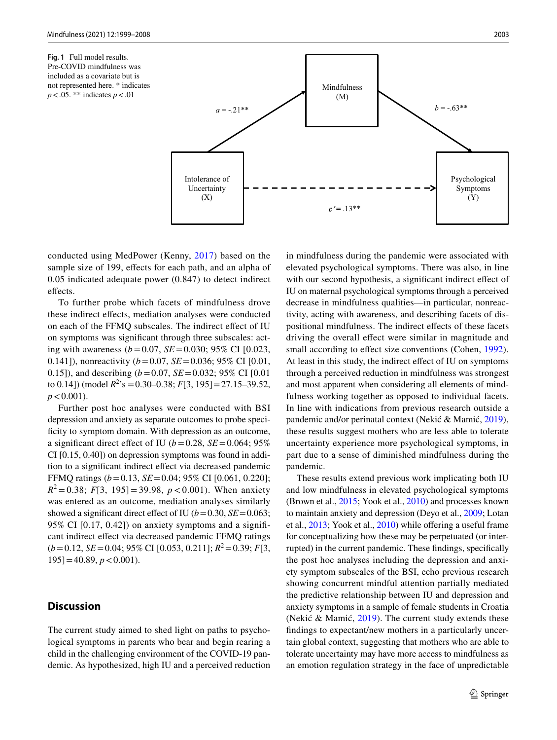**Fig. 1** Full model results. Pre-COVID mindfulness was included as a covariate but is not represented here. * indicates $p < .05$. ** indicates $p < .01$

Mindfulness (M)

$a$ = -.21**

$b$ = -.63**

Intolerance of Uncertainty (X)

Psychological Symptoms (Y)

$c'$ = .13**

conducted using MedPower (Kenny, 2017) based on the sample size of 199, effects for each path, and an alpha of 0.05 indicated adequate power (0.847) to detect indirect effects.

To further probe which facets of mindfulness drove these indirect effects, mediation analyses were conducted on each of the FFMQ subscales. The indirect effect of IU on symptoms was significant through three subscales: acting with awareness ($b = 0.07$, $SE = 0.030$; 95% CI [0.023, 0.141]), nonreactivity ($b = 0.07$, $SE = 0.036$; 95% CI [0.01, 0.15]), and describing ($b = 0.07$, $SE = 0.032$; 95% CI [0.01 to 0.14]) (model $R^2$'s = 0.30–0.38; $F[3, 195] = 27.15$–$39.52$, $p < 0.001$).

Further post hoc analyses were conducted with BSI depression and anxiety as separate outcomes to probe specificity to symptom domain. With depression as an outcome, a significant direct effect of IU ($b = 0.28$, $SE = 0.064$; 95% CI [0.15, 0.40]) on depression symptoms was found in addition to a significant indirect effect via decreased pandemic FFMQ ratings ($b = 0.13$, $SE = 0.04$; 95% CI [0.061, 0.220]; $R^2 = 0.38$; $F[3, 195] = 39.98$, $p < 0.001$). When anxiety was entered as an outcome, mediation analyses similarly showed a significant direct effect of IU ($b = 0.30$, $SE = 0.063$; 95% CI [0.17, 0.42]) on anxiety symptoms and a significant indirect effect via decreased pandemic FFMQ ratings ($b = 0.12$, $SE = 0.04$; 95% CI [0.053, 0.211]; $R^2 = 0.39$; $F[3, 195] = 40.89$, $p < 0.001$).

## Discussion

The current study aimed to shed light on paths to psychological symptoms in parents who bear and begin rearing a child in the challenging environment of the COVID-19 pandemic. As hypothesized, high IU and a perceived reduction in mindfulness during the pandemic were associated with elevated psychological symptoms. There was also, in line with our second hypothesis, a significant indirect effect of IU on maternal psychological symptoms through a perceived decrease in mindfulness qualities—in particular, nonreactivity, acting with awareness, and describing facets of dispositional mindfulness. The indirect effects of these facets driving the overall effect were similar in magnitude and small according to effect size conventions (Cohen, 1992). At least in this study, the indirect effect of IU on symptoms through a perceived reduction in mindfulness was strongest and most apparent when considering all elements of mindfulness working together as opposed to individual facets. In line with indications from previous research outside a pandemic and/or perinatal context (Nekić & Mamić, 2019), these results suggest mothers who are less able to tolerate uncertainty experience more psychological symptoms, in part due to a sense of diminished mindfulness during the pandemic.

These results extend previous work implicating both IU and low mindfulness in elevated psychological symptoms (Brown et al., 2015; Yook et al., 2010) and processes known to maintain anxiety and depression (Deyo et al., 2009; Lotan et al., 2013; Yook et al., 2010) while offering a useful frame for conceptualizing how these may be perpetuated (or interrupted) in the current pandemic. These findings, specifically the post hoc analyses including the depression and anxiety symptom subscales of the BSI, echo previous research showing concurrent mindful attention partially mediated the predictive relationship between IU and depression and anxiety symptoms in a sample of female students in Croatia (Nekić & Mamić, 2019). The current study extends these findings to expectant/new mothers in a particularly uncertain global context, suggesting that mothers who are able to tolerate uncertainty may have more access to mindfulness as an emotion regulation strategy in the face of unpredictable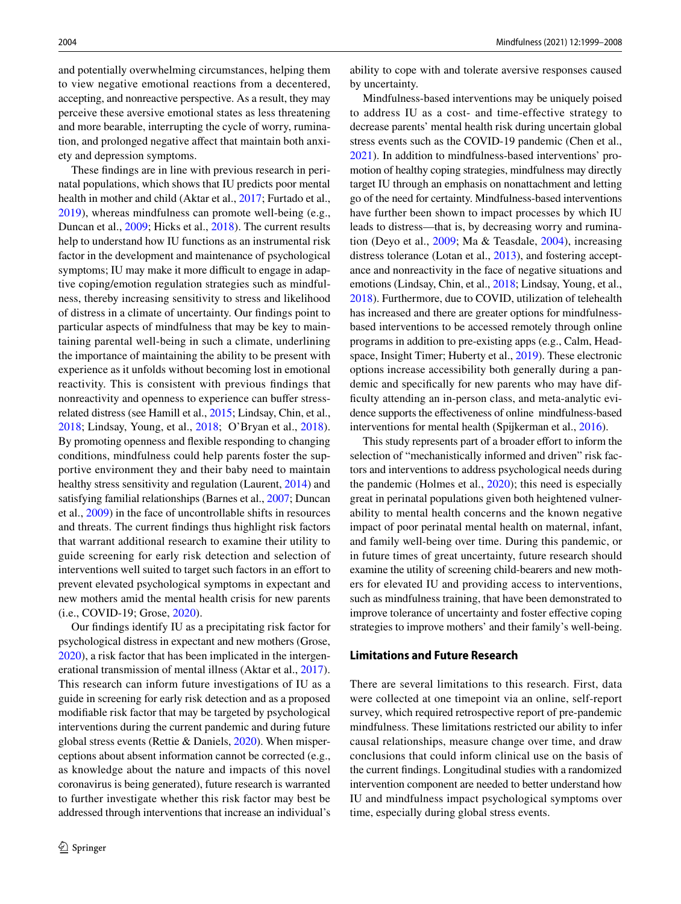and potentially overwhelming circumstances, helping them to view negative emotional reactions from a decentered, accepting, and nonreactive perspective. As a result, they may perceive these aversive emotional states as less threatening and more bearable, interrupting the cycle of worry, rumination, and prolonged negative affect that maintain both anxiety and depression symptoms.

These findings are in line with previous research in perinatal populations, which shows that IU predicts poor mental health in mother and child (Aktar et al., 2017; Furtado et al., 2019), whereas mindfulness can promote well-being (e.g., Duncan et al., 2009; Hicks et al., 2018). The current results help to understand how IU functions as an instrumental risk factor in the development and maintenance of psychological symptoms; IU may make it more difficult to engage in adaptive coping/emotion regulation strategies such as mindfulness, thereby increasing sensitivity to stress and likelihood of distress in a climate of uncertainty. Our findings point to particular aspects of mindfulness that may be key to maintaining parental well-being in such a climate, underlining the importance of maintaining the ability to be present with experience as it unfolds without becoming lost in emotional reactivity. This is consistent with previous findings that nonreactivity and openness to experience can buffer stress-related distress (see Hamill et al., 2015; Lindsay, Chin, et al., 2018; Lindsay, Young, et al., 2018; O'Bryan et al., 2018). By promoting openness and flexible responding to changing conditions, mindfulness could help parents foster the supportive environment they and their baby need to maintain healthy stress sensitivity and regulation (Laurent, 2014) and satisfying familial relationships (Barnes et al., 2007; Duncan et al., 2009) in the face of uncontrollable shifts in resources and threats. The current findings thus highlight risk factors that warrant additional research to examine their utility to guide screening for early risk detection and selection of interventions well suited to target such factors in an effort to prevent elevated psychological symptoms in expectant and new mothers amid the mental health crisis for new parents (i.e., COVID-19; Grose, 2020).

Our findings identify IU as a precipitating risk factor for psychological distress in expectant and new mothers (Grose, 2020), a risk factor that has been implicated in the intergenerational transmission of mental illness (Aktar et al., 2017). This research can inform future investigations of IU as a guide in screening for early risk detection and as a proposed modifiable risk factor that may be targeted by psychological interventions during the current pandemic and during future global stress events (Rettie & Daniels, 2020). When misperceptions about absent information cannot be corrected (e.g., as knowledge about the nature and impacts of this novel coronavirus is being generated), future research is warranted to further investigate whether this risk factor may best be addressed through interventions that increase an individual's ability to cope with and tolerate aversive responses caused by uncertainty.

Mindfulness-based interventions may be uniquely poised to address IU as a cost- and time-effective strategy to decrease parents' mental health risk during uncertain global stress events such as the COVID-19 pandemic (Chen et al., 2021). In addition to mindfulness-based interventions' promotion of healthy coping strategies, mindfulness may directly target IU through an emphasis on nonattachment and letting go of the need for certainty. Mindfulness-based interventions have further been shown to impact processes by which IU leads to distress—that is, by decreasing worry and rumination (Deyo et al., 2009; Ma & Teasdale, 2004), increasing distress tolerance (Lotan et al., 2013), and fostering acceptance and nonreactivity in the face of negative situations and emotions (Lindsay, Chin, et al., 2018; Lindsay, Young, et al., 2018). Furthermore, due to COVID, utilization of telehealth has increased and there are greater options for mindfulness-based interventions to be accessed remotely through online programs in addition to pre-existing apps (e.g., Calm, Headspace, Insight Timer; Huberty et al., 2019). These electronic options increase accessibility both generally during a pandemic and specifically for new parents who may have difficulty attending an in-person class, and meta-analytic evidence supports the effectiveness of online mindfulness-based interventions for mental health (Spijkerman et al., 2016).

This study represents part of a broader effort to inform the selection of "mechanistically informed and driven" risk factors and interventions to address psychological needs during the pandemic (Holmes et al., 2020); this need is especially great in perinatal populations given both heightened vulnerability to mental health concerns and the known negative impact of poor perinatal mental health on maternal, infant, and family well-being over time. During this pandemic, or in future times of great uncertainty, future research should examine the utility of screening child-bearers and new mothers for elevated IU and providing access to interventions, such as mindfulness training, that have been demonstrated to improve tolerance of uncertainty and foster effective coping strategies to improve mothers' and their family's well-being.

### Limitations and Future Research

There are several limitations to this research. First, data were collected at one timepoint via an online, self-report survey, which required retrospective report of pre-pandemic mindfulness. These limitations restricted our ability to infer causal relationships, measure change over time, and draw conclusions that could inform clinical use on the basis of the current findings. Longitudinal studies with a randomized intervention component are needed to better understand how IU and mindfulness impact psychological symptoms over time, especially during global stress events.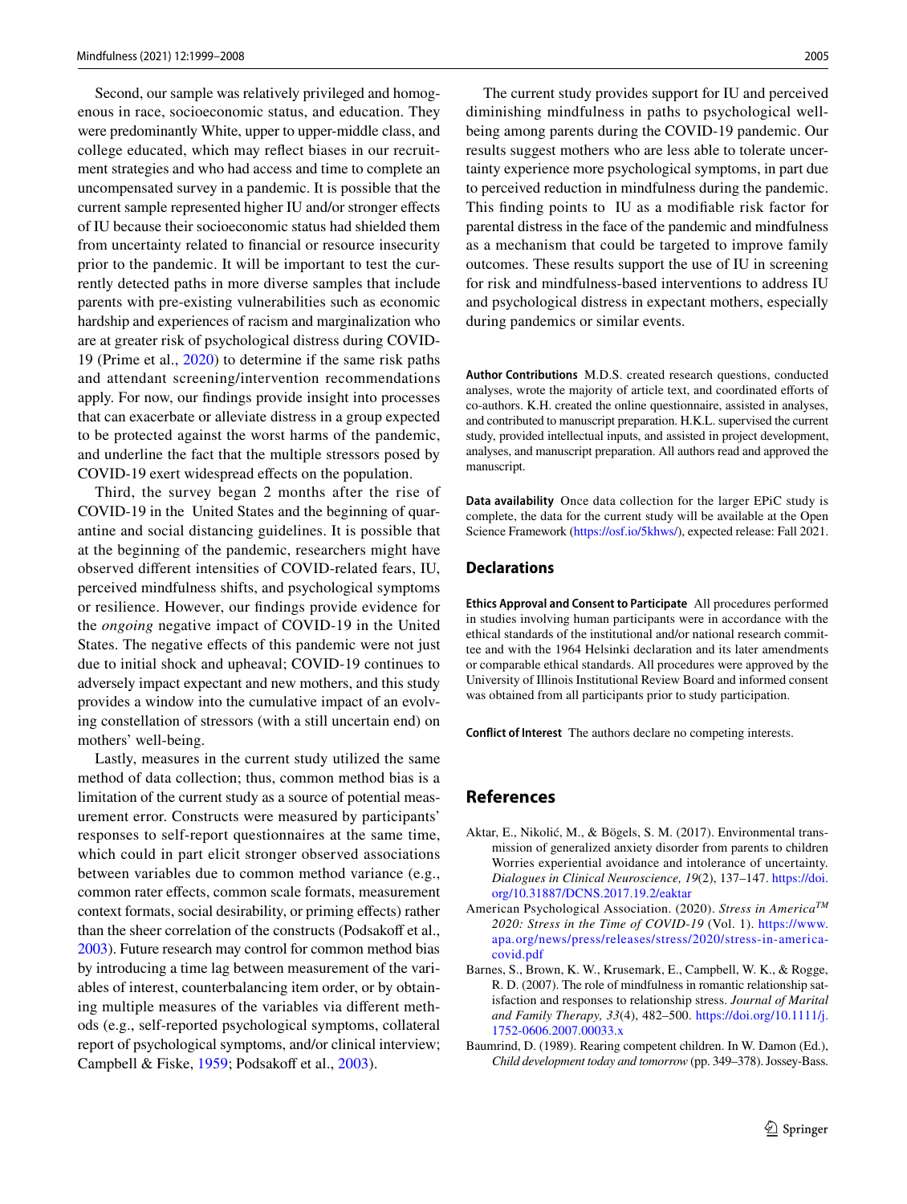Second, our sample was relatively privileged and homogenous in race, socioeconomic status, and education. They were predominantly White, upper to upper-middle class, and college educated, which may reflect biases in our recruitment strategies and who had access and time to complete an uncompensated survey in a pandemic. It is possible that the current sample represented higher IU and/or stronger effects of IU because their socioeconomic status had shielded them from uncertainty related to financial or resource insecurity prior to the pandemic. It will be important to test the currently detected paths in more diverse samples that include parents with pre-existing vulnerabilities such as economic hardship and experiences of racism and marginalization who are at greater risk of psychological distress during COVID-19 (Prime et al., 2020) to determine if the same risk paths and attendant screening/intervention recommendations apply. For now, our findings provide insight into processes that can exacerbate or alleviate distress in a group expected to be protected against the worst harms of the pandemic, and underline the fact that the multiple stressors posed by COVID-19 exert widespread effects on the population.

Third, the survey began 2 months after the rise of COVID-19 in the United States and the beginning of quarantine and social distancing guidelines. It is possible that at the beginning of the pandemic, researchers might have observed different intensities of COVID-related fears, IU, perceived mindfulness shifts, and psychological symptoms or resilience. However, our findings provide evidence for the *ongoing* negative impact of COVID-19 in the United States. The negative effects of this pandemic were not just due to initial shock and upheaval; COVID-19 continues to adversely impact expectant and new mothers, and this study provides a window into the cumulative impact of an evolving constellation of stressors (with a still uncertain end) on mothers' well-being.

Lastly, measures in the current study utilized the same method of data collection; thus, common method bias is a limitation of the current study as a source of potential measurement error. Constructs were measured by participants' responses to self-report questionnaires at the same time, which could in part elicit stronger observed associations between variables due to common method variance (e.g., common rater effects, common scale formats, measurement context formats, social desirability, or priming effects) rather than the sheer correlation of the constructs (Podsakoff et al., 2003). Future research may control for common method bias by introducing a time lag between measurement of the variables of interest, counterbalancing item order, or by obtaining multiple measures of the variables via different methods (e.g., self-reported psychological symptoms, collateral report of psychological symptoms, and/or clinical interview; Campbell & Fiske, 1959; Podsakoff et al., 2003).

The current study provides support for IU and perceived diminishing mindfulness in paths to psychological well-being among parents during the COVID-19 pandemic. Our results suggest mothers who are less able to tolerate uncertainty experience more psychological symptoms, in part due to perceived reduction in mindfulness during the pandemic. This finding points to IU as a modifiable risk factor for parental distress in the face of the pandemic and mindfulness as a mechanism that could be targeted to improve family outcomes. These results support the use of IU in screening for risk and mindfulness-based interventions to address IU and psychological distress in expectant mothers, especially during pandemics or similar events.

**Author Contributions** M.D.S. created research questions, conducted analyses, wrote the majority of article text, and coordinated efforts of co-authors. K.H. created the online questionnaire, assisted in analyses, and contributed to manuscript preparation. H.K.L. supervised the current study, provided intellectual inputs, and assisted in project development, analyses, and manuscript preparation. All authors read and approved the manuscript.

**Data availability** Once data collection for the larger EPiC study is complete, the data for the current study will be available at the Open Science Framework (https://osf.io/5khws/), expected release: Fall 2021.

## Declarations

**Ethics Approval and Consent to Participate** All procedures performed in studies involving human participants were in accordance with the ethical standards of the institutional and/or national research committee and with the 1964 Helsinki declaration and its later amendments or comparable ethical standards. All procedures were approved by the University of Illinois Institutional Review Board and informed consent was obtained from all participants prior to study participation.

**Conflict of Interest** The authors declare no competing interests.

## References

Aktar, E., Nikolić, M., & Bögels, S. M. (2017). Environmental transmission of generalized anxiety disorder from parents to children Worries experiential avoidance and intolerance of uncertainty. *Dialogues in Clinical Neuroscience, 19*(2), 137–147. https://doi.org/10.31887/DCNS.2017.19.2/eaktar

American Psychological Association. (2020). *Stress in America™ 2020: Stress in the Time of COVID-19* (Vol. 1). https://www.apa.org/news/press/releases/stress/2020/stress-in-america-covid.pdf

Barnes, S., Brown, K. W., Krusemark, E., Campbell, W. K., & Rogge, R. D. (2007). The role of mindfulness in romantic relationship satisfaction and responses to relationship stress. *Journal of Marital and Family Therapy, 33*(4), 482–500. https://doi.org/10.1111/j.1752-0606.2007.00033.x

Baumrind, D. (1989). Rearing competent children. In W. Damon (Ed.), *Child development today and tomorrow* (pp. 349–378). Jossey-Bass.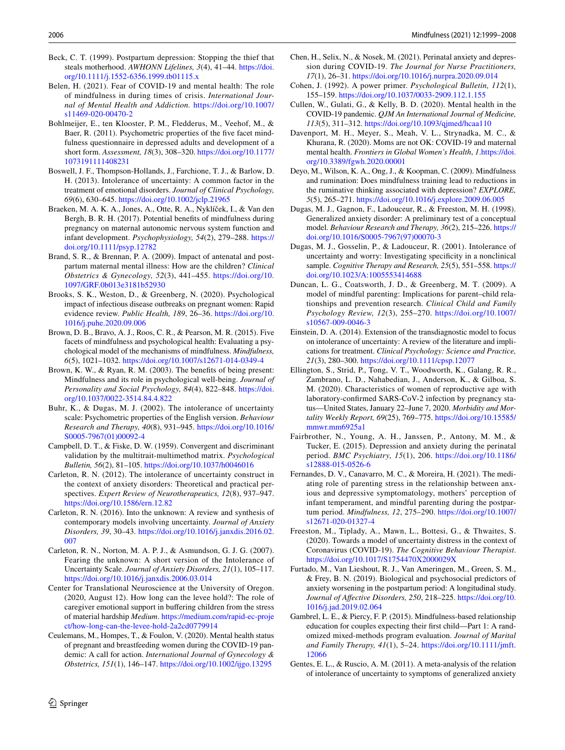Beck, C. T. (1999). Postpartum depression: Stopping the thief that steals motherhood. *AWHONN Lifelines, 3*(4), 41–44. https://doi.org/10.1111/j.1552-6356.1999.tb01115.x

Belen, H. (2021). Fear of COVID-19 and mental health: The role of mindfulness in during times of crisis. *International Journal of Mental Health and Addiction.* https://doi.org/10.1007/s11469-020-00470-2

Bohlmeijer, E., ten Klooster, P. M., Fledderus, M., Veehof, M., & Baer, R. (2011). Psychometric properties of the five facet mindfulness questionnaire in depressed adults and development of a short form. *Assessment, 18*(3), 308–320. https://doi.org/10.1177/1073191111408231

Boswell, J. F., Thompson-Hollands, J., Farchione, T. J., & Barlow, D. H. (2013). Intolerance of uncertainty: A common factor in the treatment of emotional disorders. *Journal of Clinical Psychology, 69*(6), 630–645. https://doi.org/10.1002/jclp.21965

Braeken, M. A. K. A., Jones, A., Otte, R. A., Nyklíček, I., & Van den Bergh, B. R. H. (2017). Potential benefits of mindfulness during pregnancy on maternal autonomic nervous system function and infant development. *Psychophysiology, 54*(2), 279–288. https://doi.org/10.1111/psyp.12782

Brand, S. R., & Brennan, P. A. (2009). Impact of antenatal and postpartum maternal mental illness: How are the children? *Clinical Obstetrics & Gynecology, 52*(3), 441–455. https://doi.org/10.1097/GRF.0b013e3181b52930

Brooks, S. K., Weston, D., & Greenberg, N. (2020). Psychological impact of infectious disease outbreaks on pregnant women: Rapid evidence review. *Public Health, 189*, 26–36. https://doi.org/10.1016/j.puhe.2020.09.006

Brown, D. B., Bravo, A. J., Roos, C. R., & Pearson, M. R. (2015). Five facets of mindfulness and psychological health: Evaluating a psychological model of the mechanisms of mindfulness. *Mindfulness, 6*(5), 1021–1032. https://doi.org/10.1007/s12671-014-0349-4

Brown, K. W., & Ryan, R. M. (2003). The benefits of being present: Mindfulness and its role in psychological well-being. *Journal of Personality and Social Psychology, 84*(4), 822–848. https://doi.org/10.1037/0022-3514.84.4.822

Buhr, K., & Dugas, M. J. (2002). The intolerance of uncertainty scale: Psychometric properties of the English version. *Behaviour Research and Therapy, 40*(8), 931–945. https://doi.org/10.1016/S0005-7967(01)00092-4

Campbell, D. T., & Fiske, D. W. (1959). Convergent and discriminant validation by the multitrait-multimethod matrix. *Psychological Bulletin, 56*(2), 81–105. https://doi.org/10.1037/h0046016

Carleton, R. N. (2012). The intolerance of uncertainty construct in the context of anxiety disorders: Theoretical and practical perspectives. *Expert Review of Neurotherapeutics, 12*(8), 937–947. https://doi.org/10.1586/ern.12.82

Carleton, R. N. (2016). Into the unknown: A review and synthesis of contemporary models involving uncertainty. *Journal of Anxiety Disorders, 39*, 30–43. https://doi.org/10.1016/j.janxdis.2016.02.007

Carleton, R. N., Norton, M. A. P. J., & Asmundson, G. J. G. (2007). Fearing the unknown: A short version of the Intolerance of Uncertainty Scale. *Journal of Anxiety Disorders, 21*(1), 105–117. https://doi.org/10.1016/j.janxdis.2006.03.014

Center for Translational Neuroscience at the University of Oregon. (2020, August 12). How long can the levee hold?: The role of caregiver emotional support in buffering children from the stress of material hardship *Medium*. https://medium.com/rapid-ec-project/how-long-can-the-levee-hold-2a2cd0779914

Ceulemans, M., Hompes, T., & Foulon, V. (2020). Mental health status of pregnant and breastfeeding women during the COVID-19 pandemic: A call for action. *International Journal of Gynecology & Obstetrics, 151*(1), 146–147. https://doi.org/10.1002/ijgo.13295

Chen, H., Selix, N., & Nosek, M. (2021). Perinatal anxiety and depression during COVID-19. *The Journal for Nurse Practitioners, 17*(1), 26–31. https://doi.org/10.1016/j.nurpra.2020.09.014

Cohen, J. (1992). A power primer. *Psychological Bulletin, 112*(1), 155–159. https://doi.org/10.1037/0033-2909.112.1.155

Cullen, W., Gulati, G., & Kelly, B. D. (2020). Mental health in the COVID-19 pandemic. *QJM An International Journal of Medicine, 113*(5), 311–312. https://doi.org/10.1093/qjmed/hcaa110

Davenport, M. H., Meyer, S., Meah, V. L., Strynadka, M. C., & Khurana, R. (2020). Moms are not OK: COVID-19 and maternal mental health. *Frontiers in Global Women's Health*, *1*.https://doi.org/10.3389/fgwh.2020.00001

Deyo, M., Wilson, K. A., Ong, J., & Koopman, C. (2009). Mindfulness and rumination: Does mindfulness training lead to reductions in the ruminative thinking associated with depression? *EXPLORE, 5*(5), 265–271. https://doi.org/10.1016/j.explore.2009.06.005

Dugas, M. J., Gagnon, F., Ladouceur, R., & Freeston, M. H. (1998). Generalized anxiety disorder: A preliminary test of a conceptual model. *Behaviour Research and Therapy, 36*(2), 215–226. https://doi.org/10.1016/S0005-7967(97)00070-3

Dugas, M. J., Gosselin, P., & Ladouceur, R. (2001). Intolerance of uncertainty and worry: Investigating specificity in a nonclinical sample. *Cognitive Therapy and Research, 25*(5), 551–558. https://doi.org/10.1023/A:1005553414688

Duncan, L. G., Coatsworth, J. D., & Greenberg, M. T. (2009). A model of mindful parenting: Implications for parent–child relationships and prevention research. *Clinical Child and Family Psychology Review, 12*(3), 255–270. https://doi.org/10.1007/s10567-009-0046-3

Einstein, D. A. (2014). Extension of the transdiagnostic model to focus on intolerance of uncertainty: A review of the literature and implications for treatment. *Clinical Psychology: Science and Practice, 21*(3), 280–300. https://doi.org/10.1111/cpsp.12077

Ellington, S., Strid, P., Tong, V. T., Woodworth, K., Galang, R. R., Zambrano, L. D., Nahabedian, J., Anderson, K., & Gilboa, S. M. (2020). Characteristics of women of reproductive age with laboratory-confirmed SARS-CoV-2 infection by pregnancy status—United States, January 22–June 7, 2020. *Morbidity and Mortality Weekly Report, 69*(25), 769–775. https://doi.org/10.15585/mmwr.mm6925a1

Fairbrother, N., Young, A. H., Janssen, P., Antony, M. M., & Tucker, E. (2015). Depression and anxiety during the perinatal period. *BMC Psychiatry, 15*(1), 206. https://doi.org/10.1186/s12888-015-0526-6

Fernandes, D. V., Canavarro, M. C., & Moreira, H. (2021). The mediating role of parenting stress in the relationship between anxious and depressive symptomatology, mothers' perception of infant temperament, and mindful parenting during the postpartum period. *Mindfulness, 12*, 275–290. https://doi.org/10.1007/s12671-020-01327-4

Freeston, M., Tiplady, A., Mawn, L., Bottesi, G., & Thwaites, S. (2020). Towards a model of uncertainty distress in the context of Coronavirus (COVID-19). *The Cognitive Behaviour Therapist*. https://doi.org/10.1017/S1754470X2000029X

Furtado, M., Van Lieshout, R. J., Van Ameringen, M., Green, S. M., & Frey, B. N. (2019). Biological and psychosocial predictors of anxiety worsening in the postpartum period: A longitudinal study. *Journal of Affective Disorders, 250*, 218–225. https://doi.org/10.1016/j.jad.2019.02.064

Gambrel, L. E., & Piercy, F. P. (2015). Mindfulness-based relationship education for couples expecting their first child—Part 1: A randomized mixed-methods program evaluation. *Journal of Marital and Family Therapy, 41*(1), 5–24. https://doi.org/10.1111/jmft.12066

Gentes, E. L., & Ruscio, A. M. (2011). A meta-analysis of the relation of intolerance of uncertainty to symptoms of generalized anxiety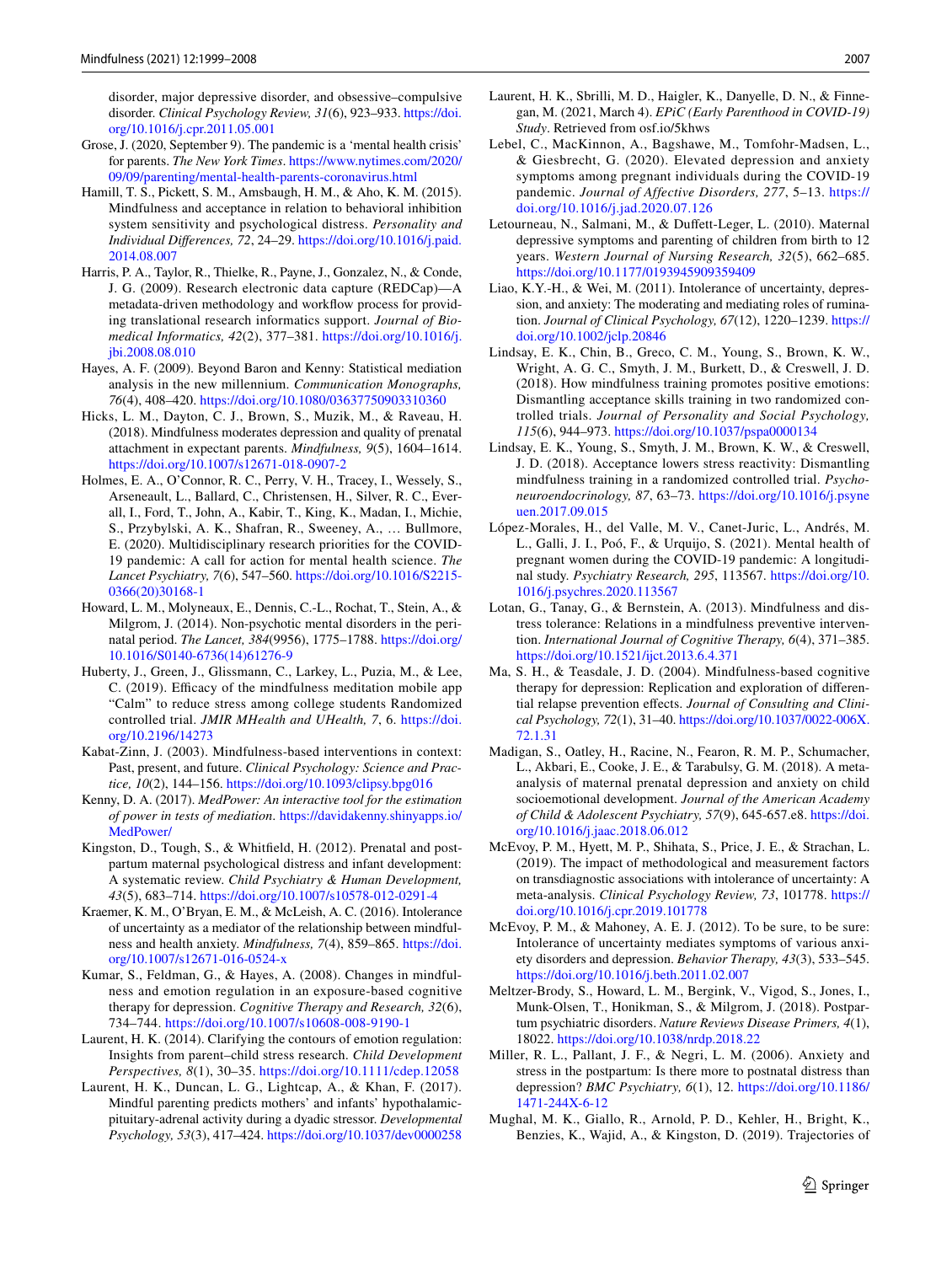disorder, major depressive disorder, and obsessive–compulsive disorder. *Clinical Psychology Review, 31*(6), 923–933. https://doi.org/10.1016/j.cpr.2011.05.001

Grose, J. (2020, September 9). The pandemic is a 'mental health crisis' for parents. *The New York Times*. https://www.nytimes.com/2020/09/09/parenting/mental-health-parents-coronavirus.html

Hamill, T. S., Pickett, S. M., Amsbaugh, H. M., & Aho, K. M. (2015). Mindfulness and acceptance in relation to behavioral inhibition system sensitivity and psychological distress. *Personality and Individual Differences, 72*, 24–29. https://doi.org/10.1016/j.paid.2014.08.007

Harris, P. A., Taylor, R., Thielke, R., Payne, J., Gonzalez, N., & Conde, J. G. (2009). Research electronic data capture (REDCap)—A metadata-driven methodology and workflow process for providing translational research informatics support. *Journal of Biomedical Informatics, 42*(2), 377–381. https://doi.org/10.1016/j.jbi.2008.08.010

Hayes, A. F. (2009). Beyond Baron and Kenny: Statistical mediation analysis in the new millennium. *Communication Monographs, 76*(4), 408–420. https://doi.org/10.1080/03637750903310360

Hicks, L. M., Dayton, C. J., Brown, S., Muzik, M., & Raveau, H. (2018). Mindfulness moderates depression and quality of prenatal attachment in expectant parents. *Mindfulness, 9*(5), 1604–1614. https://doi.org/10.1007/s12671-018-0907-2

Holmes, E. A., O'Connor, R. C., Perry, V. H., Tracey, I., Wessely, S., Arseneault, L., Ballard, C., Christensen, H., Silver, R. C., Everall, I., Ford, T., John, A., Kabir, T., King, K., Madan, I., Michie, S., Przybylski, A. K., Shafran, R., Sweeney, A., … Bullmore, E. (2020). Multidisciplinary research priorities for the COVID-19 pandemic: A call for action for mental health science. *The Lancet Psychiatry, 7*(6), 547–560. https://doi.org/10.1016/S2215-0366(20)30168-1

Howard, L. M., Molyneaux, E., Dennis, C.-L., Rochat, T., Stein, A., & Milgrom, J. (2014). Non-psychotic mental disorders in the perinatal period. *The Lancet, 384*(9956), 1775–1788. https://doi.org/10.1016/S0140-6736(14)61276-9

Huberty, J., Green, J., Glissmann, C., Larkey, L., Puzia, M., & Lee, C. (2019). Efficacy of the mindfulness meditation mobile app "Calm" to reduce stress among college students Randomized controlled trial. *JMIR MHealth and UHealth, 7*, 6. https://doi.org/10.2196/14273

Kabat-Zinn, J. (2003). Mindfulness-based interventions in context: Past, present, and future. *Clinical Psychology: Science and Practice, 10*(2), 144–156. https://doi.org/10.1093/clipsy.bpg016

Kenny, D. A. (2017). *MedPower: An interactive tool for the estimation of power in tests of mediation*. https://davidakenny.shinyapps.io/MedPower/

Kingston, D., Tough, S., & Whitfield, H. (2012). Prenatal and postpartum maternal psychological distress and infant development: A systematic review. *Child Psychiatry & Human Development, 43*(5), 683–714. https://doi.org/10.1007/s10578-012-0291-4

Kraemer, K. M., O'Bryan, E. M., & McLeish, A. C. (2016). Intolerance of uncertainty as a mediator of the relationship between mindfulness and health anxiety. *Mindfulness, 7*(4), 859–865. https://doi.org/10.1007/s12671-016-0524-x

Kumar, S., Feldman, G., & Hayes, A. (2008). Changes in mindfulness and emotion regulation in an exposure-based cognitive therapy for depression. *Cognitive Therapy and Research, 32*(6), 734–744. https://doi.org/10.1007/s10608-008-9190-1

Laurent, H. K. (2014). Clarifying the contours of emotion regulation: Insights from parent–child stress research. *Child Development Perspectives, 8*(1), 30–35. https://doi.org/10.1111/cdep.12058

Laurent, H. K., Duncan, L. G., Lightcap, A., & Khan, F. (2017). Mindful parenting predicts mothers' and infants' hypothalamic-pituitary-adrenal activity during a dyadic stressor. *Developmental Psychology, 53*(3), 417–424. https://doi.org/10.1037/dev0000258

Laurent, H. K., Sbrilli, M. D., Haigler, K., Danyelle, D. N., & Finnegan, M. (2021, March 4). *EPiC (Early Parenthood in COVID-19) Study*. Retrieved from osf.io/5khws

Lebel, C., MacKinnon, A., Bagshawe, M., Tomfohr-Madsen, L., & Giesbrecht, G. (2020). Elevated depression and anxiety symptoms among pregnant individuals during the COVID-19 pandemic. *Journal of Affective Disorders, 277*, 5–13. https://doi.org/10.1016/j.jad.2020.07.126

Letourneau, N., Salmani, M., & Duffett-Leger, L. (2010). Maternal depressive symptoms and parenting of children from birth to 12 years. *Western Journal of Nursing Research, 32*(5), 662–685. https://doi.org/10.1177/0193945909359409

Liao, K.Y.-H., & Wei, M. (2011). Intolerance of uncertainty, depression, and anxiety: The moderating and mediating roles of rumination. *Journal of Clinical Psychology, 67*(12), 1220–1239. https://doi.org/10.1002/jclp.20846

Lindsay, E. K., Chin, B., Greco, C. M., Young, S., Brown, K. W., Wright, A. G. C., Smyth, J. M., Burkett, D., & Creswell, J. D. (2018). How mindfulness training promotes positive emotions: Dismantling acceptance skills training in two randomized controlled trials. *Journal of Personality and Social Psychology, 115*(6), 944–973. https://doi.org/10.1037/pspa0000134

Lindsay, E. K., Young, S., Smyth, J. M., Brown, K. W., & Creswell, J. D. (2018). Acceptance lowers stress reactivity: Dismantling mindfulness training in a randomized controlled trial. *Psychoneuroendocrinology, 87*, 63–73. https://doi.org/10.1016/j.psyneuen.2017.09.015

López-Morales, H., del Valle, M. V., Canet-Juric, L., Andrés, M. L., Galli, J. I., Poó, F., & Urquijo, S. (2021). Mental health of pregnant women during the COVID-19 pandemic: A longitudinal study. *Psychiatry Research, 295*, 113567. https://doi.org/10.1016/j.psychres.2020.113567

Lotan, G., Tanay, G., & Bernstein, A. (2013). Mindfulness and distress tolerance: Relations in a mindfulness preventive intervention. *International Journal of Cognitive Therapy, 6*(4), 371–385. https://doi.org/10.1521/ijct.2013.6.4.371

Ma, S. H., & Teasdale, J. D. (2004). Mindfulness-based cognitive therapy for depression: Replication and exploration of differential relapse prevention effects. *Journal of Consulting and Clinical Psychology, 72*(1), 31–40. https://doi.org/10.1037/0022-006X.72.1.31

Madigan, S., Oatley, H., Racine, N., Fearon, R. M. P., Schumacher, L., Akbari, E., Cooke, J. E., & Tarabulsy, G. M. (2018). A meta-analysis of maternal prenatal depression and anxiety on child socioemotional development. *Journal of the American Academy of Child & Adolescent Psychiatry, 57*(9), 645-657.e8. https://doi.org/10.1016/j.jaac.2018.06.012

McEvoy, P. M., Hyett, M. P., Shihata, S., Price, J. E., & Strachan, L. (2019). The impact of methodological and measurement factors on transdiagnostic associations with intolerance of uncertainty: A meta-analysis. *Clinical Psychology Review, 73*, 101778. https://doi.org/10.1016/j.cpr.2019.101778

McEvoy, P. M., & Mahoney, A. E. J. (2012). To be sure, to be sure: Intolerance of uncertainty mediates symptoms of various anxiety disorders and depression. *Behavior Therapy, 43*(3), 533–545. https://doi.org/10.1016/j.beth.2011.02.007

Meltzer-Brody, S., Howard, L. M., Bergink, V., Vigod, S., Jones, I., Munk-Olsen, T., Honikman, S., & Milgrom, J. (2018). Postpartum psychiatric disorders. *Nature Reviews Disease Primers, 4*(1), 18022. https://doi.org/10.1038/nrdp.2018.22

Miller, R. L., Pallant, J. F., & Negri, L. M. (2006). Anxiety and stress in the postpartum: Is there more to postnatal distress than depression? *BMC Psychiatry, 6*(1), 12. https://doi.org/10.1186/1471-244X-6-12

Mughal, M. K., Giallo, R., Arnold, P. D., Kehler, H., Bright, K., Benzies, K., Wajid, A., & Kingston, D. (2019). Trajectories of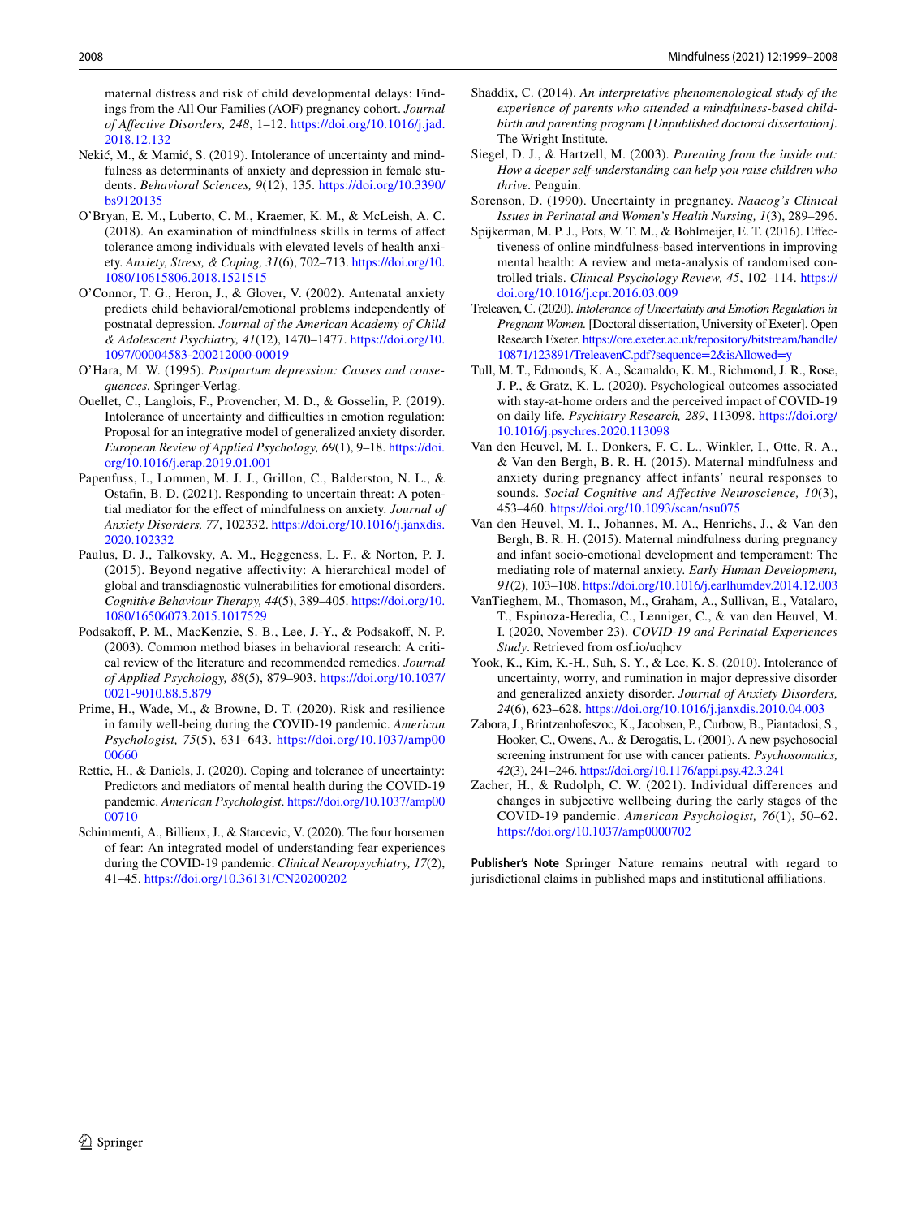maternal distress and risk of child developmental delays: Findings from the All Our Families (AOF) pregnancy cohort. *Journal of Affective Disorders, 248*, 1–12. https://doi.org/10.1016/j.jad.2018.12.132

Nekić, M., & Mamić, S. (2019). Intolerance of uncertainty and mindfulness as determinants of anxiety and depression in female students. *Behavioral Sciences, 9*(12), 135. https://doi.org/10.3390/bs9120135

O'Bryan, E. M., Luberto, C. M., Kraemer, K. M., & McLeish, A. C. (2018). An examination of mindfulness skills in terms of affect tolerance among individuals with elevated levels of health anxiety. *Anxiety, Stress, & Coping, 31*(6), 702–713. https://doi.org/10.1080/10615806.2018.1521515

O'Connor, T. G., Heron, J., & Glover, V. (2002). Antenatal anxiety predicts child behavioral/emotional problems independently of postnatal depression. *Journal of the American Academy of Child & Adolescent Psychiatry, 41*(12), 1470–1477. https://doi.org/10.1097/00004583-200212000-00019

O'Hara, M. W. (1995). *Postpartum depression: Causes and consequences.* Springer-Verlag.

Ouellet, C., Langlois, F., Provencher, M. D., & Gosselin, P. (2019). Intolerance of uncertainty and difficulties in emotion regulation: Proposal for an integrative model of generalized anxiety disorder. *European Review of Applied Psychology, 69*(1), 9–18. https://doi.org/10.1016/j.erap.2019.01.001

Papenfuss, I., Lommen, M. J. J., Grillon, C., Balderston, N. L., & Ostafin, B. D. (2021). Responding to uncertain threat: A potential mediator for the effect of mindfulness on anxiety. *Journal of Anxiety Disorders, 77*, 102332. https://doi.org/10.1016/j.janxdis.2020.102332

Paulus, D. J., Talkovsky, A. M., Heggeness, L. F., & Norton, P. J. (2015). Beyond negative affectivity: A hierarchical model of global and transdiagnostic vulnerabilities for emotional disorders. *Cognitive Behaviour Therapy, 44*(5), 389–405. https://doi.org/10.1080/16506073.2015.1017529

Podsakoff, P. M., MacKenzie, S. B., Lee, J.-Y., & Podsakoff, N. P. (2003). Common method biases in behavioral research: A critical review of the literature and recommended remedies. *Journal of Applied Psychology, 88*(5), 879–903. https://doi.org/10.1037/0021-9010.88.5.879

Prime, H., Wade, M., & Browne, D. T. (2020). Risk and resilience in family well-being during the COVID-19 pandemic. *American Psychologist, 75*(5), 631–643. https://doi.org/10.1037/amp0000660

Rettie, H., & Daniels, J. (2020). Coping and tolerance of uncertainty: Predictors and mediators of mental health during the COVID-19 pandemic. *American Psychologist*. https://doi.org/10.1037/amp0000710

Schimmenti, A., Billieux, J., & Starcevic, V. (2020). The four horsemen of fear: An integrated model of understanding fear experiences during the COVID-19 pandemic. *Clinical Neuropsychiatry, 17*(2), 41–45. https://doi.org/10.36131/CN20200202

Shaddix, C. (2014). *An interpretative phenomenological study of the experience of parents who attended a mindfulness-based childbirth and parenting program [Unpublished doctoral dissertation].* The Wright Institute.

Siegel, D. J., & Hartzell, M. (2003). *Parenting from the inside out: How a deeper self-understanding can help you raise children who thrive.* Penguin.

Sorenson, D. (1990). Uncertainty in pregnancy. *Naacog's Clinical Issues in Perinatal and Women's Health Nursing, 1*(3), 289–296.

Spijkerman, M. P. J., Pots, W. T. M., & Bohlmeijer, E. T. (2016). Effectiveness of online mindfulness-based interventions in improving mental health: A review and meta-analysis of randomised controlled trials. *Clinical Psychology Review, 45*, 102–114. https://doi.org/10.1016/j.cpr.2016.03.009

Treleaven, C. (2020). *Intolerance of Uncertainty and Emotion Regulation in Pregnant Women.* [Doctoral dissertation, University of Exeter]. Open Research Exeter. https://ore.exeter.ac.uk/repository/bitstream/handle/10871/123891/TreleavenC.pdf?sequence=2&isAllowed=y

Tull, M. T., Edmonds, K. A., Scamaldo, K. M., Richmond, J. R., Rose, J. P., & Gratz, K. L. (2020). Psychological outcomes associated with stay-at-home orders and the perceived impact of COVID-19 on daily life. *Psychiatry Research, 289*, 113098. https://doi.org/10.1016/j.psychres.2020.113098

Van den Heuvel, M. I., Donkers, F. C. L., Winkler, I., Otte, R. A., & Van den Bergh, B. R. H. (2015). Maternal mindfulness and anxiety during pregnancy affect infants' neural responses to sounds. *Social Cognitive and Affective Neuroscience, 10*(3), 453–460. https://doi.org/10.1093/scan/nsu075

Van den Heuvel, M. I., Johannes, M. A., Henrichs, J., & Van den Bergh, B. R. H. (2015). Maternal mindfulness during pregnancy and infant socio-emotional development and temperament: The mediating role of maternal anxiety. *Early Human Development, 91*(2), 103–108. https://doi.org/10.1016/j.earlhumdev.2014.12.003

VanTieghem, M., Thomason, M., Graham, A., Sullivan, E., Vatalaro, T., Espinoza-Heredia, C., Lenniger, C., & van den Heuvel, M. I. (2020, November 23). *COVID-19 and Perinatal Experiences Study*. Retrieved from osf.io/uqhcv

Yook, K., Kim, K.-H., Suh, S. Y., & Lee, K. S. (2010). Intolerance of uncertainty, worry, and rumination in major depressive disorder and generalized anxiety disorder. *Journal of Anxiety Disorders, 24*(6), 623–628. https://doi.org/10.1016/j.janxdis.2010.04.003

Zabora, J., Brintzenhofeszoc, K., Jacobsen, P., Curbow, B., Piantadosi, S., Hooker, C., Owens, A., & Derogatis, L. (2001). A new psychosocial screening instrument for use with cancer patients. *Psychosomatics, 42*(3), 241–246. https://doi.org/10.1176/appi.psy.42.3.241

Zacher, H., & Rudolph, C. W. (2021). Individual differences and changes in subjective wellbeing during the early stages of the COVID-19 pandemic. *American Psychologist, 76*(1), 50–62. https://doi.org/10.1037/amp0000702

**Publisher's Note** Springer Nature remains neutral with regard to jurisdictional claims in published maps and institutional affiliations.